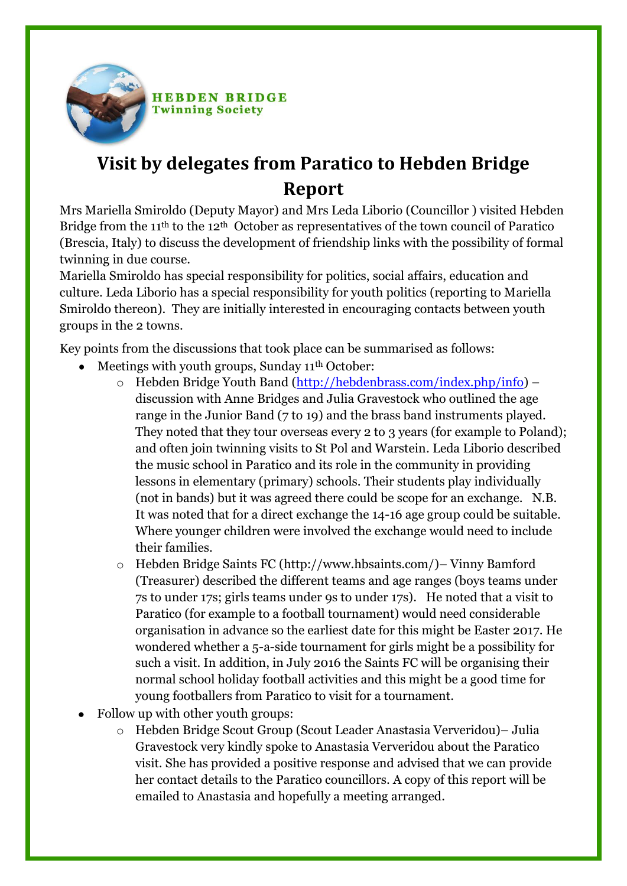HEBDEN BRIDGE
Twinning Society

# Visit by delegates from Paratico to Hebden Bridge Report

Mrs Mariella Smiroldo (Deputy Mayor) and Mrs Leda Liborio (Councillor ) visited Hebden Bridge from the 11th to the 12th October as representatives of the town council of Paratico (Brescia, Italy) to discuss the development of friendship links with the possibility of formal twinning in due course.

Mariella Smiroldo has special responsibility for politics, social affairs, education and culture. Leda Liborio has a special responsibility for youth politics (reporting to Mariella Smiroldo thereon). They are initially interested in encouraging contacts between youth groups in the 2 towns.

Key points from the discussions that took place can be summarised as follows:

- Meetings with youth groups, Sunday 11th October:
  - Hebden Bridge Youth Band (http://hebdenbrass.com/index.php/info) – discussion with Anne Bridges and Julia Gravestock who outlined the age range in the Junior Band (7 to 19) and the brass band instruments played. They noted that they tour overseas every 2 to 3 years (for example to Poland); and often join twinning visits to St Pol and Warstein. Leda Liborio described the music school in Paratico and its role in the community in providing lessons in elementary (primary) schools. Their students play individually (not in bands) but it was agreed there could be scope for an exchange. N.B. It was noted that for a direct exchange the 14-16 age group could be suitable. Where younger children were involved the exchange would need to include their families.
  - Hebden Bridge Saints FC (http://www.hbsaints.com/)– Vinny Bamford (Treasurer) described the different teams and age ranges (boys teams under 7s to under 17s; girls teams under 9s to under 17s). He noted that a visit to Paratico (for example to a football tournament) would need considerable organisation in advance so the earliest date for this might be Easter 2017. He wondered whether a 5-a-side tournament for girls might be a possibility for such a visit. In addition, in July 2016 the Saints FC will be organising their normal school holiday football activities and this might be a good time for young footballers from Paratico to visit for a tournament.
- Follow up with other youth groups:
  - Hebden Bridge Scout Group (Scout Leader Anastasia Ververidou)– Julia Gravestock very kindly spoke to Anastasia Ververidou about the Paratico visit. She has provided a positive response and advised that we can provide her contact details to the Paratico councillors. A copy of this report will be emailed to Anastasia and hopefully a meeting arranged.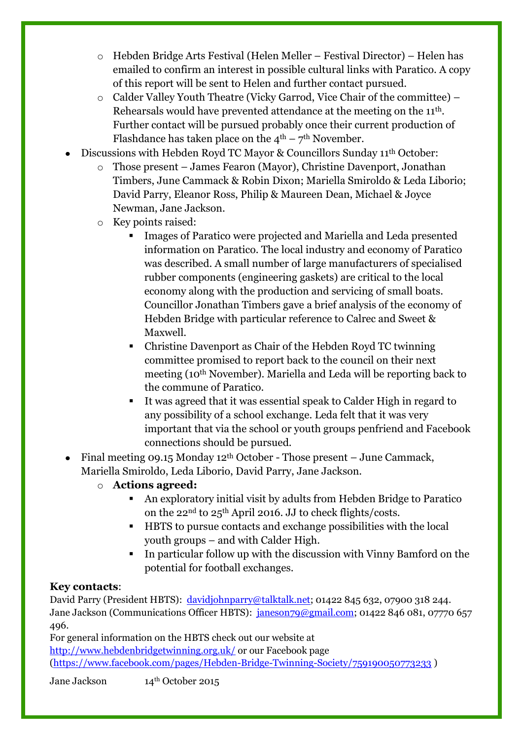- Hebden Bridge Arts Festival (Helen Meller – Festival Director) – Helen has emailed to confirm an interest in possible cultural links with Paratico. A copy of this report will be sent to Helen and further contact pursued.
- Calder Valley Youth Theatre (Vicky Garrod, Vice Chair of the committee) – Rehearsals would have prevented attendance at the meeting on the 11th. Further contact will be pursued probably once their current production of Flashdance has taken place on the 4th – 7th November.

- Discussions with Hebden Royd TC Mayor & Councillors Sunday 11th October:
  - Those present – James Fearon (Mayor), Christine Davenport, Jonathan Timbers, June Cammack & Robin Dixon; Mariella Smiroldo & Leda Liborio; David Parry, Eleanor Ross, Philip & Maureen Dean, Michael & Joyce Newman, Jane Jackson.
  - Key points raised:
    - Images of Paratico were projected and Mariella and Leda presented information on Paratico. The local industry and economy of Paratico was described. A small number of large manufacturers of specialised rubber components (engineering gaskets) are critical to the local economy along with the production and servicing of small boats. Councillor Jonathan Timbers gave a brief analysis of the economy of Hebden Bridge with particular reference to Calrec and Sweet & Maxwell.
    - Christine Davenport as Chair of the Hebden Royd TC twinning committee promised to report back to the council on their next meeting (10th November). Mariella and Leda will be reporting back to the commune of Paratico.
    - It was agreed that it was essential speak to Calder High in regard to any possibility of a school exchange. Leda felt that it was very important that via the school or youth groups penfriend and Facebook connections should be pursued.
- Final meeting 09.15 Monday 12th October - Those present – June Cammack, Mariella Smiroldo, Leda Liborio, David Parry, Jane Jackson.
  - **Actions agreed:**
    - An exploratory initial visit by adults from Hebden Bridge to Paratico on the 22nd to 25th April 2016. JJ to check flights/costs.
    - HBTS to pursue contacts and exchange possibilities with the local youth groups – and with Calder High.
    - In particular follow up with the discussion with Vinny Bamford on the potential for football exchanges.

**Key contacts**:
David Parry (President HBTS): davidjohnparry@talktalk.net; 01422 845 632, 07900 318 244.
Jane Jackson (Communications Officer HBTS): janeson79@gmail.com; 01422 846 081, 07770 657 496.
For general information on the HBTS check out our website at http://www.hebdenbridgetwinning.org.uk/ or our Facebook page (https://www.facebook.com/pages/Hebden-Bridge-Twinning-Society/759190050773233 )

Jane Jackson 14th October 2015